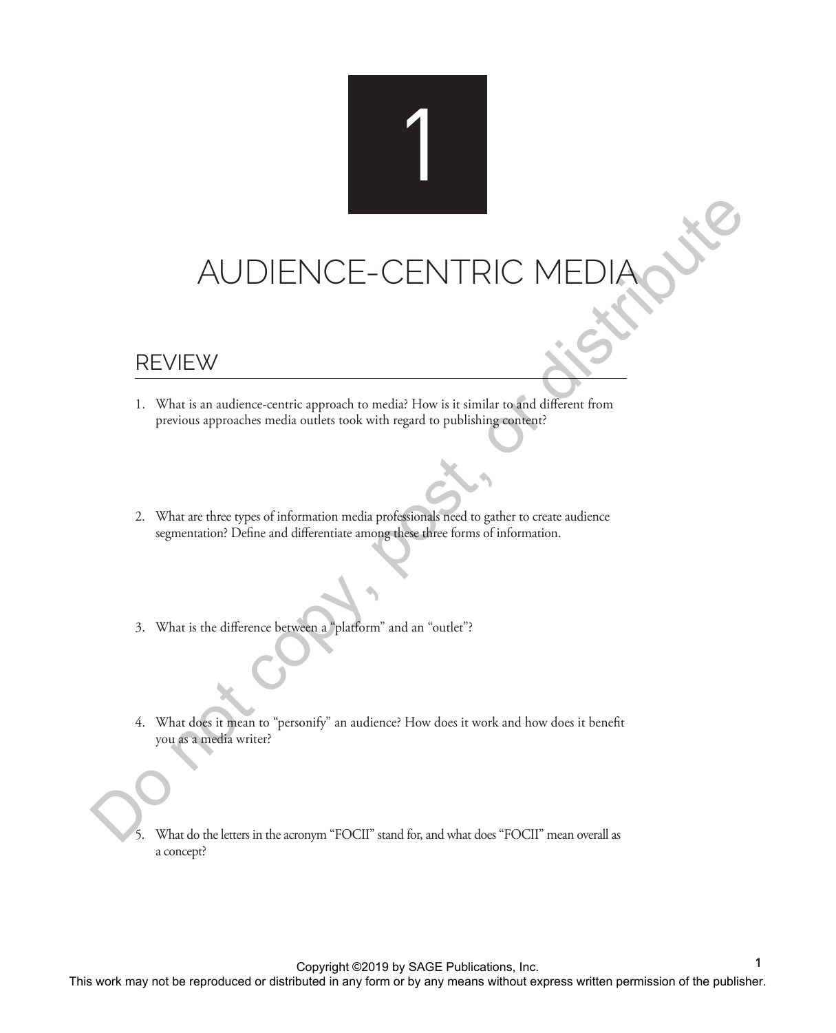# 1

# AUDIENCE-CENTRIC MEDIA

## REVIEW

1. What is an audience-centric approach to media? How is it similar to and different from previous approaches media outlets took with regard to publishing content?

2. What are three types of information media professionals need to gather to create audience segmentation? Define and differentiate among these three forms of information.

3. What is the difference between a "platform" and an "outlet"?

4. What does it mean to "personify" an audience? How does it work and how does it benefit you as a media writer?

5. What do the letters in the acronym "FOCII" stand for, and what does "FOCII" mean overall as a concept?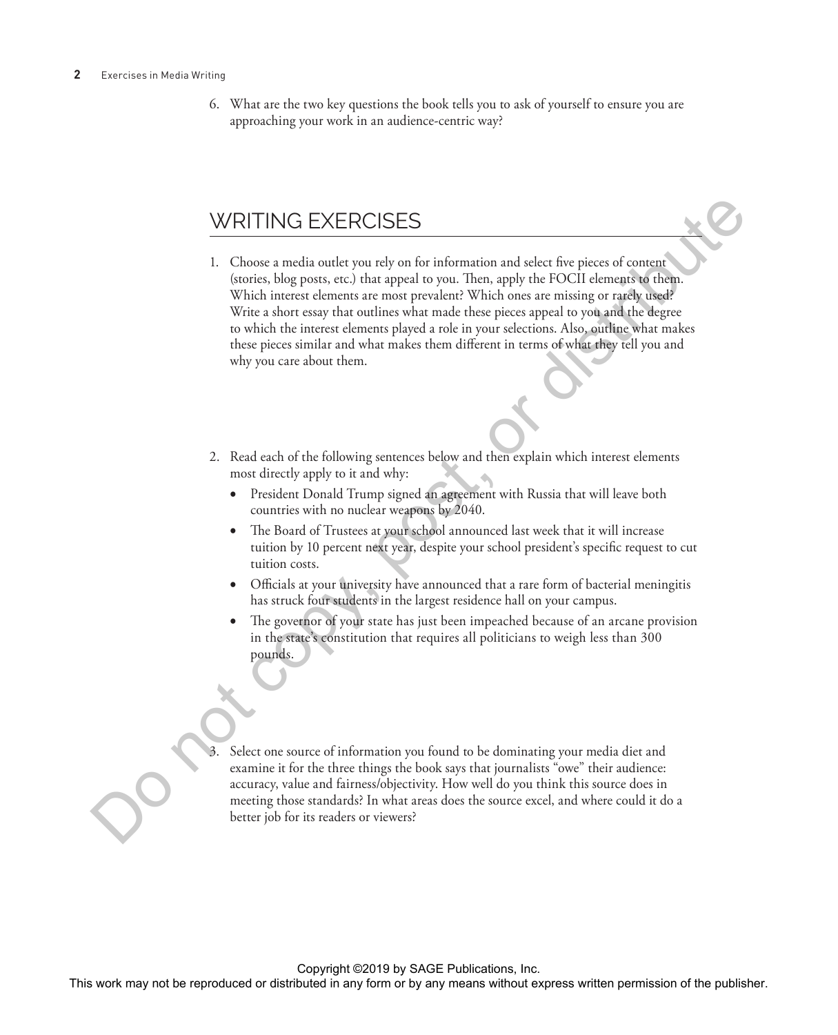6. What are the two key questions the book tells you to ask of yourself to ensure you are approaching your work in an audience-centric way?

## WRITING EXERCISES

1. Choose a media outlet you rely on for information and select five pieces of content (stories, blog posts, etc.) that appeal to you. Then, apply the FOCII elements to them. Which interest elements are most prevalent? Which ones are missing or rarely used? Write a short essay that outlines what made these pieces appeal to you and the degree to which the interest elements played a role in your selections. Also, outline what makes these pieces similar and what makes them different in terms of what they tell you and why you care about them.

2. Read each of the following sentences below and then explain which interest elements most directly apply to it and why:
   - President Donald Trump signed an agreement with Russia that will leave both countries with no nuclear weapons by 2040.
   - The Board of Trustees at your school announced last week that it will increase tuition by 10 percent next year, despite your school president's specific request to cut tuition costs.
   - Officials at your university have announced that a rare form of bacterial meningitis has struck four students in the largest residence hall on your campus.
   - The governor of your state has just been impeached because of an arcane provision in the state's constitution that requires all politicians to weigh less than 300 pounds.

3. Select one source of information you found to be dominating your media diet and examine it for the three things the book says that journalists "owe" their audience: accuracy, value and fairness/objectivity. How well do you think this source does in meeting those standards? In what areas does the source excel, and where could it do a better job for its readers or viewers?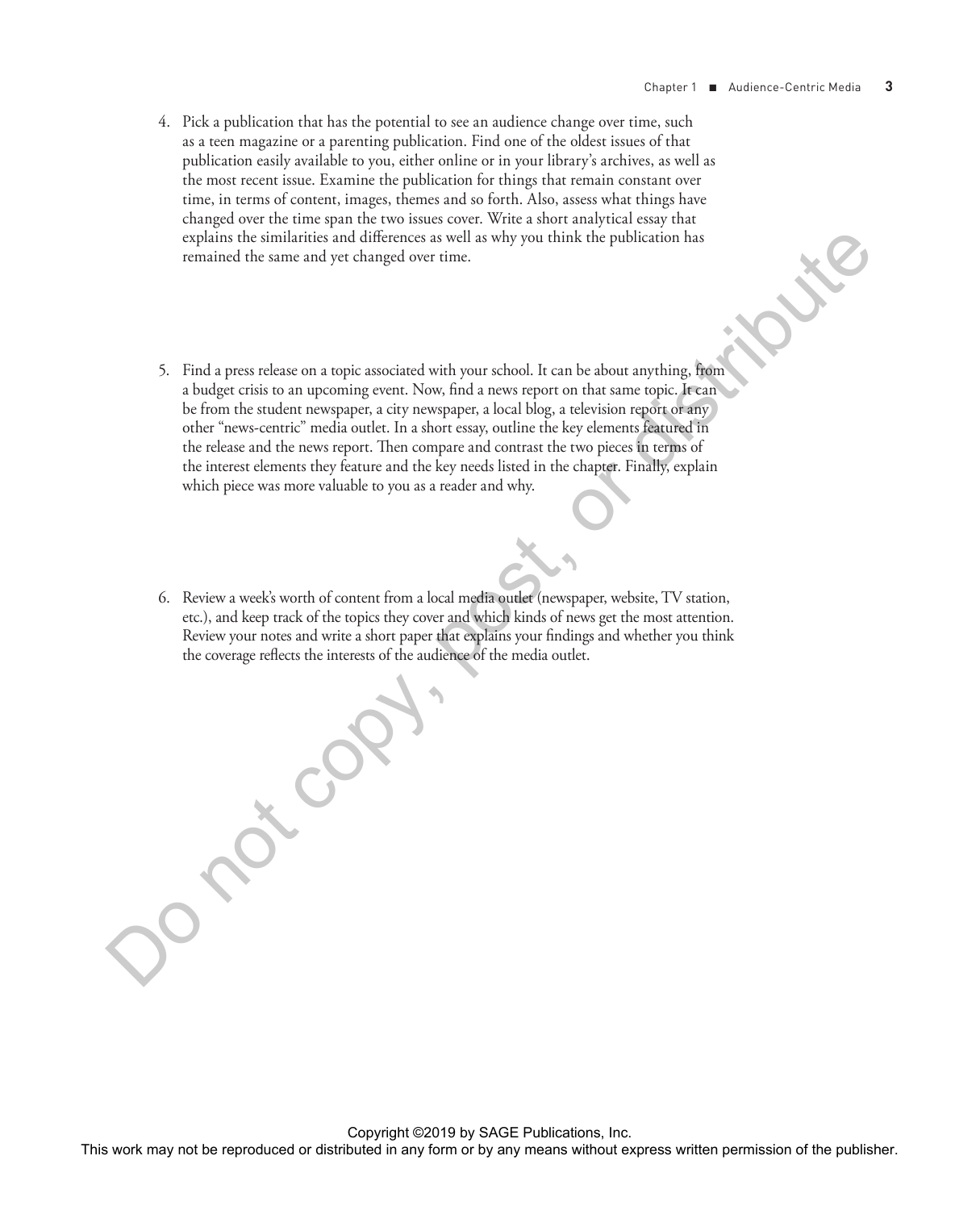4. Pick a publication that has the potential to see an audience change over time, such as a teen magazine or a parenting publication. Find one of the oldest issues of that publication easily available to you, either online or in your library's archives, as well as the most recent issue. Examine the publication for things that remain constant over time, in terms of content, images, themes and so forth. Also, assess what things have changed over the time span the two issues cover. Write a short analytical essay that explains the similarities and differences as well as why you think the publication has remained the same and yet changed over time.

5. Find a press release on a topic associated with your school. It can be about anything, from a budget crisis to an upcoming event. Now, find a news report on that same topic. It can be from the student newspaper, a city newspaper, a local blog, a television report or any other "news-centric" media outlet. In a short essay, outline the key elements featured in the release and the news report. Then compare and contrast the two pieces in terms of the interest elements they feature and the key needs listed in the chapter. Finally, explain which piece was more valuable to you as a reader and why.

6. Review a week's worth of content from a local media outlet (newspaper, website, TV station, etc.), and keep track of the topics they cover and which kinds of news get the most attention. Review your notes and write a short paper that explains your findings and whether you think the coverage reflects the interests of the audience of the media outlet.